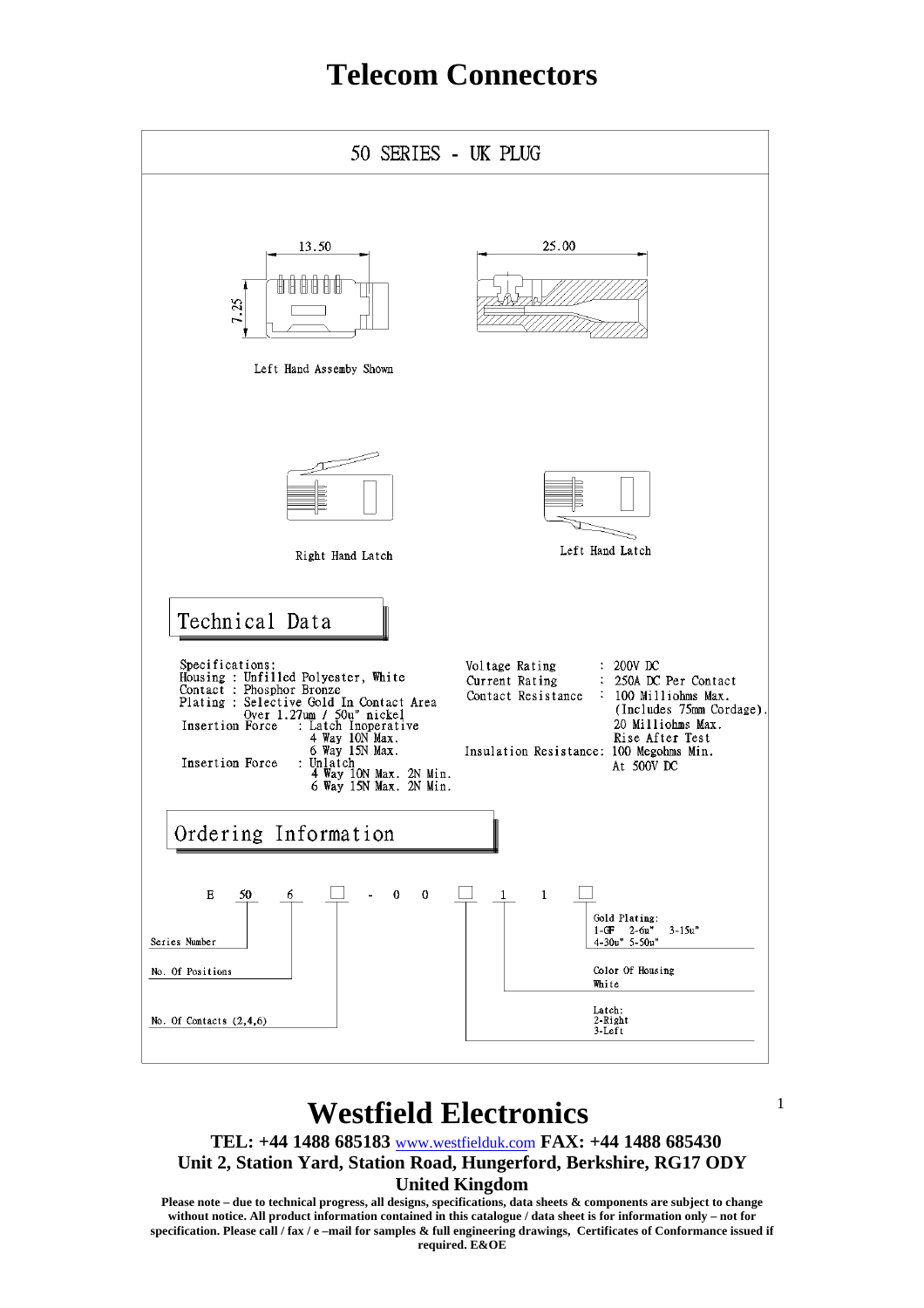# Telecom Connectors

## 50 SERIES - UK PLUG

13.50

25.00

7.25

Left Hand Assemby Shown

Right Hand Latch

Left Hand Latch

### Technical Data

Specifications:
Housing : Unfilled Polyester, White
Contact : Phosphor Bronze
Plating : Selective Gold In Contact Area
Over 1.27um / 50u" nickel
Insertion Force : Latch Inoperative
4 Way 10N Max.
6 Way 15N Max.
Insertion Force : Unlatch
4 Way 10N Max. 2N Min.
6 Way 15N Max. 2N Min.

Voltage Rating : 200V DC
Current Rating : 250A DC Per Contact
Contact Resistance : 100 Milliohms Max.
(Includes 75mm Cordage).
20 Milliohms Max.
Rise After Test
Insulation Resistance: 100 Megohms Min.
At 500V DC

### Ordering Information

E 50 6 □ - 0 0 □ 1 1 □

Series Number

No. Of Positions

No. Of Contacts (2,4,6)

Gold Plating:
1-GF 2-6u" 3-15u"
4-30u" 5-50u"

Color Of Housing
White

Latch:
2-Right
3-Left

# Westfield Electronics

**TEL: +44 1488 685183** www.westfielduk.com **FAX: +44 1488 685430**
**Unit 2, Station Yard, Station Road, Hungerford, Berkshire, RG17 ODY**
**United Kingdom**

**Please note – due to technical progress, all designs, specifications, data sheets & components are subject to change without notice. All product information contained in this catalogue / data sheet is for information only – not for specification. Please call / fax / e –mail for samples & full engineering drawings, Certificates of Conformance issued if required. E&OE**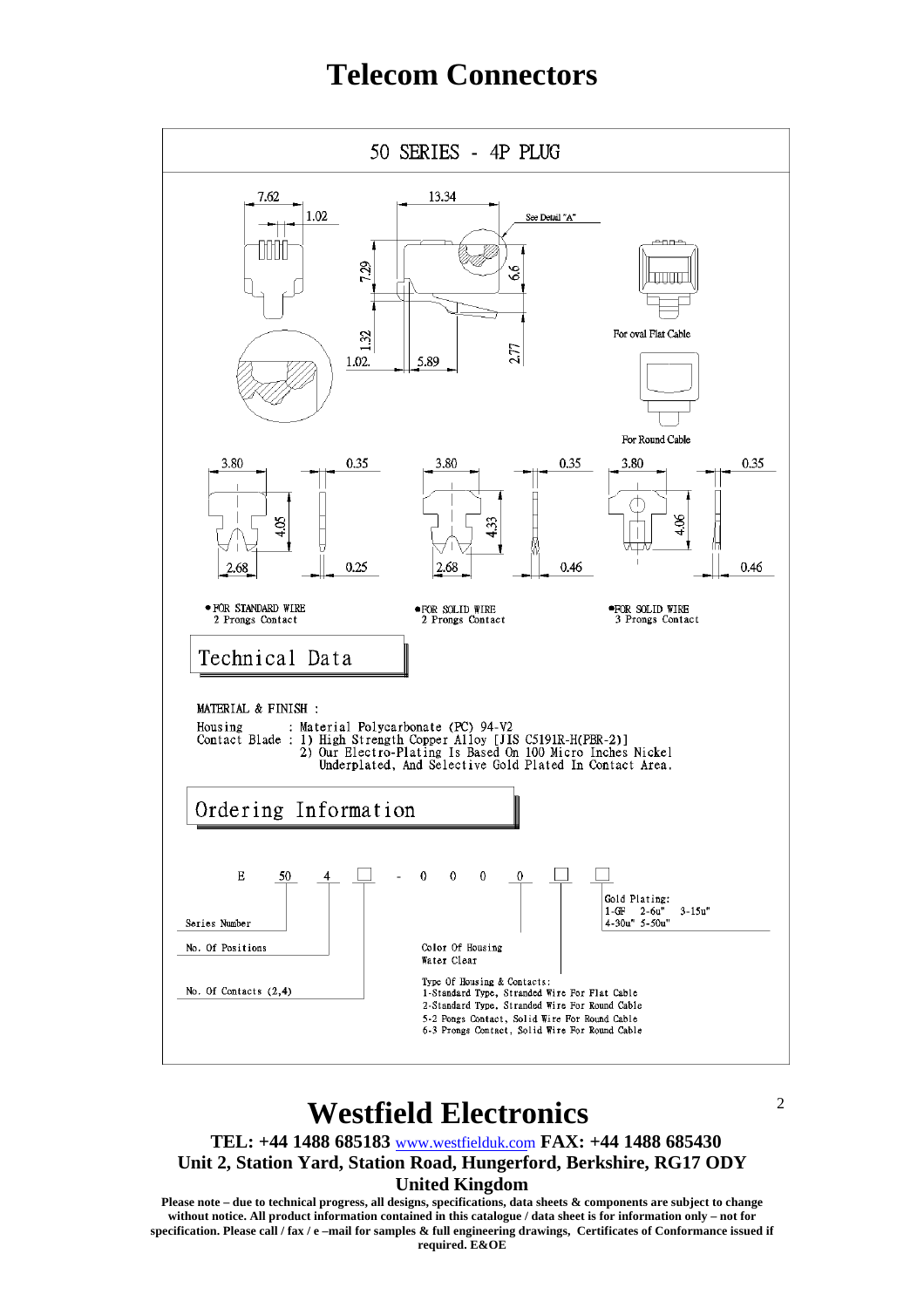# Telecom Connectors

## 50 SERIES - 4P PLUG

See Detail "A"

For oval Flat Cable

For Round Cable

- FOR STANDARD WIRE 2 Prongs Contact
- FOR SOLID WIRE 2 Prongs Contact
- FOR SOLID WIRE 3 Prongs Contact

## Technical Data

MATERIAL & FINISH :

Housing : Material Polycarbonate (PC) 94-V2
Contact Blade : 1) High Strength Copper Alloy [JIS C5191R-H(PBR-2)]
2) Our Electro-Plating Is Based On 100 Micro Inches Nickel Underplated, And Selective Gold Plated In Contact Area.

## Ordering Information

E 50 4 □ - 0 0 0 0 □ □

- Series Number
- No. Of Positions
- No. Of Contacts (2,4)
- Color Of Housing: Water Clear
- Type Of Housing & Contacts:
  - 1-Standard Type, Stranded Wire For Flat Cable
  - 2-Standard Type, Stranded Wire For Round Cable
  - 5-2 Pongs Contact, Solid Wire For Round Cable
  - 6-3 Prongs Contact, Solid Wire For Round Cable
- Gold Plating:
  - 1-GF 2-6u" 3-15u"
  - 4-30u" 5-50u"

# Westfield Electronics

**TEL: +44 1488 685183 www.westfielduk.com FAX: +44 1488 685430**
**Unit 2, Station Yard, Station Road, Hungerford, Berkshire, RG17 ODY**
**United Kingdom**

**Please note – due to technical progress, all designs, specifications, data sheets & components are subject to change without notice. All product information contained in this catalogue / data sheet is for information only – not for specification. Please call / fax / e –mail for samples & full engineering drawings, Certificates of Conformance issued if required. E&OE**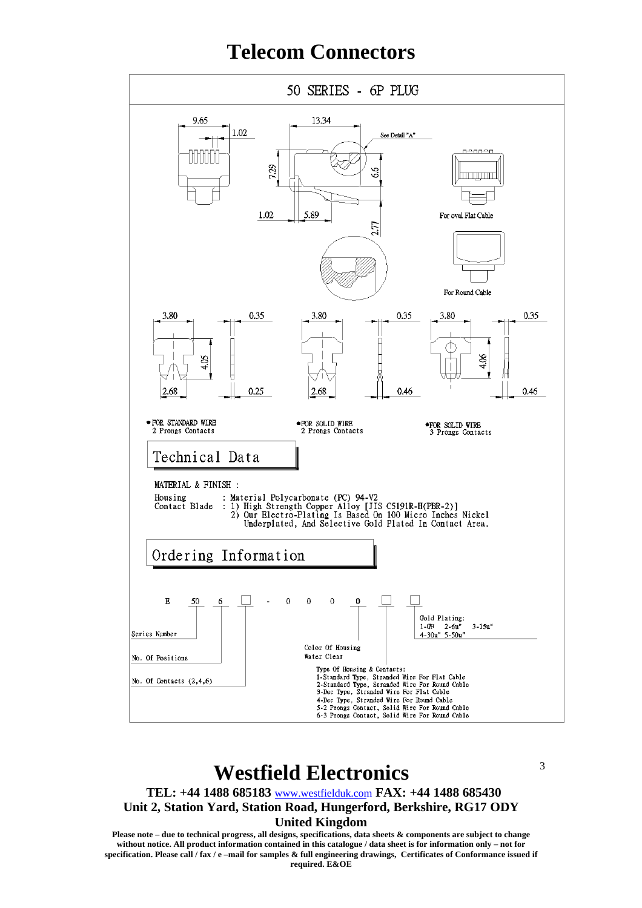# Telecom Connectors

## 50 SERIES - 6P PLUG

9.65 1.02 13.34 See Detail "A" 7.29 6.6 1.02 5.89 2.77 For oval Flat Cable For Round Cable

3.80 0.35 4.05 2.68 0.25 3.80 0.35 2.68 0.46 3.80 0.35 4.06 0.46

- FOR STANDARD WIRE 2 Prongs Contacts
- FOR SOLID WIRE 2 Prongs Contacts
- FOR SOLID WIRE 3 Prongs Contacts

## Technical Data

MATERIAL & FINISH :

Housing : Material Polycarbonate (PC) 94-V2
Contact Blade : 1) High Strength Copper Alloy [JIS C5191R-H(PBR-2)]
2) Our Electro-Plating Is Based On 100 Micro Inches Nickel Underplated, And Selective Gold Plated In Contact Area.

## Ordering Information

E 50 6 ☐ - 0 0 0 0 ☐ ☐

- Series Number
- No. Of Positions
- No. Of Contacts (2,4,6)
- Color Of Housing: Water Clear
- Type Of Housing & Contacts:
  - 1-Standard Type, Stranded Wire For Flat Cable
  - 2-Standard Type, Stranded Wire For Round Cable
  - 3-Dec Type, Stranded Wire For Flat Cable
  - 4-Dec Type, Stranded Wire For Round Cable
  - 5-2 Prongs Contact, Solid Wire For Round Cable
  - 6-3 Prongs Contact, Solid Wire For Round Cable
- Gold Plating: 1-GF 2-6u" 3-15u" 4-30u" 5-50u"

# Westfield Electronics

**TEL: +44 1488 685183** www.westfielduk.com **FAX: +44 1488 685430**
**Unit 2, Station Yard, Station Road, Hungerford, Berkshire, RG17 ODY**
**United Kingdom**

**Please note – due to technical progress, all designs, specifications, data sheets & components are subject to change without notice. All product information contained in this catalogue / data sheet is for information only – not for specification. Please call / fax / e –mail for samples & full engineering drawings, Certificates of Conformance issued if required. E&OE**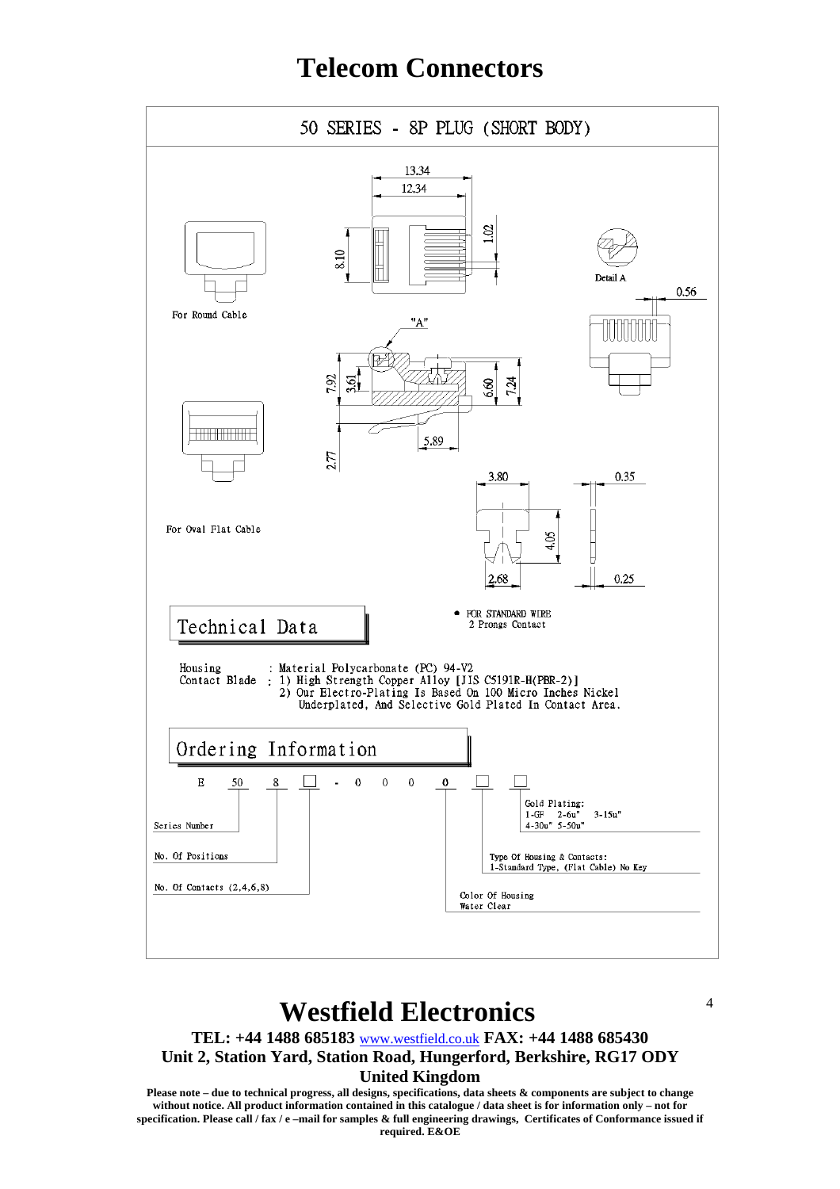# Telecom Connectors

## 50 SERIES - 8P PLUG (SHORT BODY)

For Round Cable

For Oval Flat Cable

Detail A

"A"

13.34
12.34
1.02
8.10
0.56
7.92
3.61
6.60
7.24
5.89
2.77
3.80
0.35
4.05
2.68
0.25

● FOR STANDARD WIRE
2 Prongs Contact

## Technical Data

Housing : Material Polycarbonate (PC) 94-V2

Contact Blade : 1) High Strength Copper Alloy [JIS C5191R-H(PBR-2)]
2) Our Electro-Plating Is Based On 100 Micro Inches Nickel Underplated, And Selective Gold Plated In Contact Area.

## Ordering Information

E 50 8 □ - 0 0 0 0 □ □

- Series Number
- No. Of Positions
- No. Of Contacts (2,4,6,8)
- Color Of Housing: Water Clear
- Type Of Housing & Contacts: 1-Standard Type, (Flat Cable) No Key
- Gold Plating: 1-GF 2-6u" 3-15u" 4-30u" 5-50u"

# Westfield Electronics

**TEL: +44 1488 685183** www.westfield.co.uk **FAX: +44 1488 685430**
**Unit 2, Station Yard, Station Road, Hungerford, Berkshire, RG17 ODY**
**United Kingdom**

**Please note – due to technical progress, all designs, specifications, data sheets & components are subject to change without notice. All product information contained in this catalogue / data sheet is for information only – not for specification. Please call / fax / e –mail for samples & full engineering drawings, Certificates of Conformance issued if required. E&OE**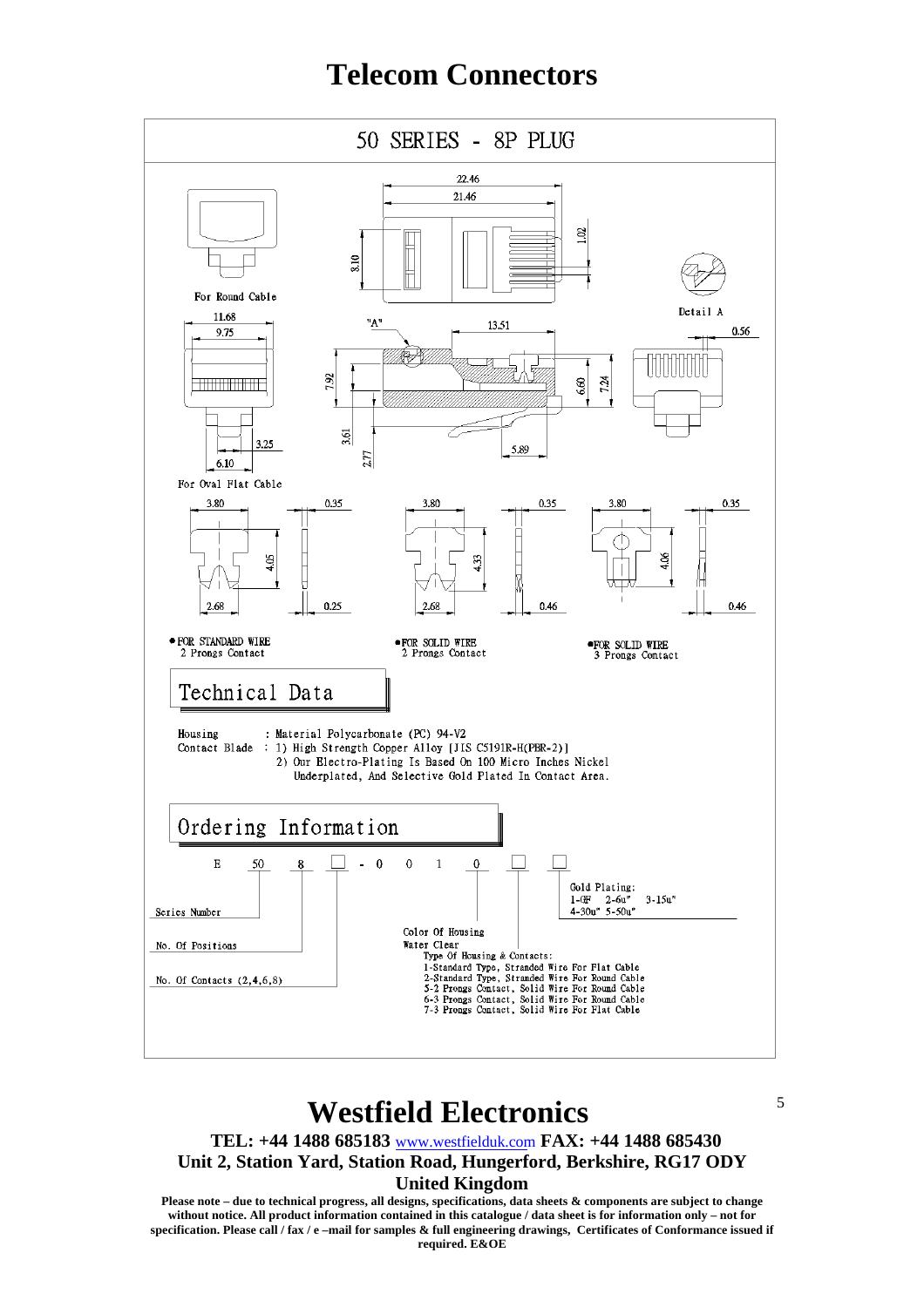# Telecom Connectors

## 50 SERIES - 8P PLUG

For Round Cable

For Oval Flat Cable

• FOR STANDARD WIRE
2 Prongs Contact

• FOR SOLID WIRE
2 Prongs Contact

• FOR SOLID WIRE
3 Prongs Contact

## Technical Data

Housing : Material Polycarbonate (PC) 94-V2

Contact Blade : 1) High Strength Copper Alloy [JIS C5191R-H(PBR-2)]
2) Our Electro-Plating Is Based On 100 Micro Inches Nickel Underplated, And Selective Gold Plated In Contact Area.

## Ordering Information

E 50 8 ☐ - 0 0 1 0 ☐ ☐

- Series Number
- No. Of Positions
- No. Of Contacts (2,4,6,8)
- Color Of Housing
  Water Clear
- Type Of Housing & Contacts:
  1-Standard Type, Stranded Wire For Flat Cable
  2-Standard Type, Stranded Wire For Round Cable
  5-2 Prongs Contact, Solid Wire For Round Cable
  6-3 Prongs Contact, Solid Wire For Round Cable
  7-3 Prongs Contact, Solid Wire For Flat Cable
- Gold Plating:
  1-GF 2-6u" 3-15u"
  4-30u" 5-50u"

# Westfield Electronics

**TEL: +44 1488 685183** www.westfielduk.com **FAX: +44 1488 685430**
**Unit 2, Station Yard, Station Road, Hungerford, Berkshire, RG17 ODY**
**United Kingdom**

**Please note – due to technical progress, all designs, specifications, data sheets & components are subject to change without notice. All product information contained in this catalogue / data sheet is for information only – not for specification. Please call / fax / e –mail for samples & full engineering drawings, Certificates of Conformance issued if required. E&OE**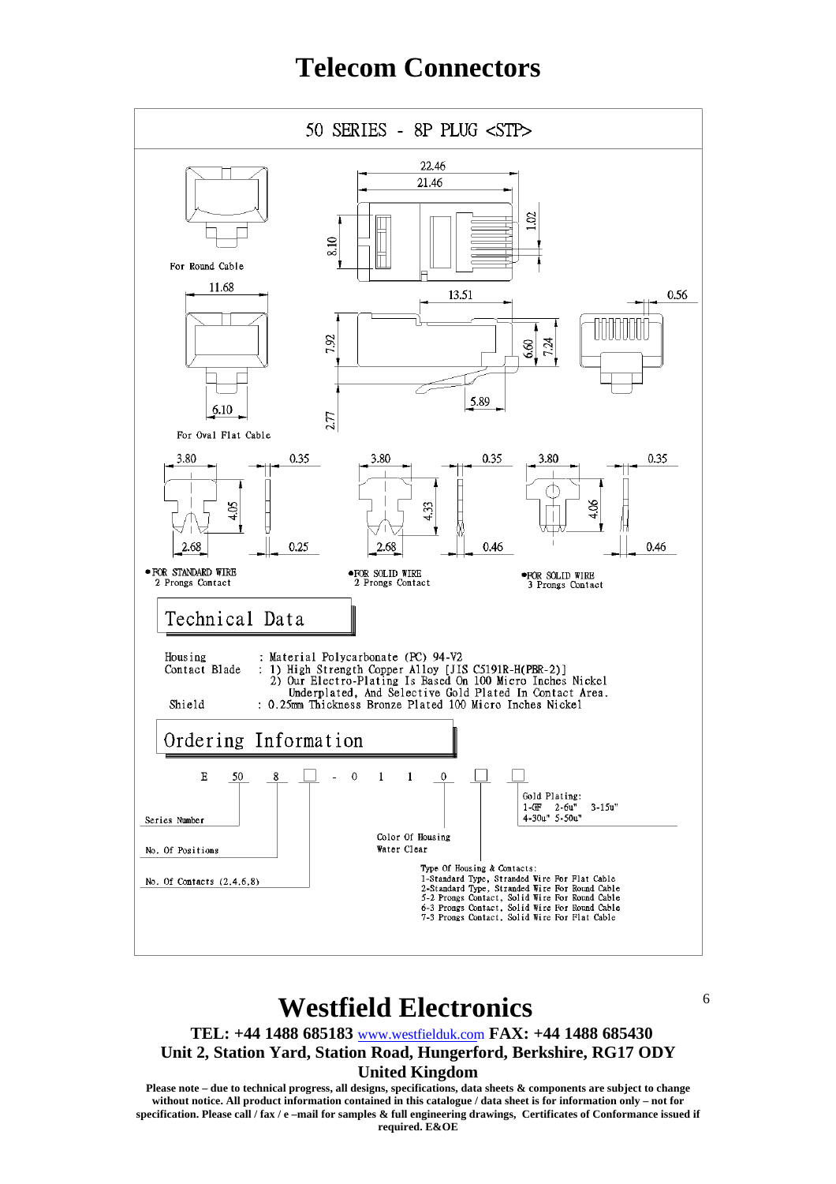# Telecom Connectors

## 50 SERIES - 8P PLUG <STP>

22.46
21.46
1.02
8.10

For Round Cable

11.68
13.51
0.56
7.92
6.60
7.24
5.89
2.77
6.10

For Oval Flat Cable

3.80 0.35 4.05 2.68 0.25

● FOR STANDARD WIRE
2 Prongs Contact

3.80 0.35 4.33 2.68 0.46

● FOR SOLID WIRE
2 Prongs Contact

3.80 0.35 4.06 0.46

● FOR SOLID WIRE
3 Prongs Contact

## Technical Data

| | |
|---|---|
| Housing | : Material Polycarbonate (PC) 94-V2 |
| Contact Blade | : 1) High Strength Copper Alloy [JIS C5191R-H(PBR-2)]<br>2) Our Electro-Plating Is Based On 100 Micro Inches Nickel Underplated, And Selective Gold Plated In Contact Area. |
| Shield | : 0.25mm Thickness Bronze Plated 100 Micro Inches Nickel |

## Ordering Information

E 50 8 □ - 0 1 1 0 □ □

- Series Number: 50
- No. Of Positions: 8
- No. Of Contacts (2,4,6,8)
- Color Of Housing: Water Clear
- Type Of Housing & Contacts:
  - 1-Standard Type, Stranded Wire For Flat Cable
  - 2-Standard Type, Stranded Wire For Round Cable
  - 5-2 Prongs Contact, Solid Wire For Round Cable
  - 6-3 Prongs Contact, Solid Wire For Round Cable
  - 7-3 Prongs Contact, Solid Wire For Flat Cable
- Gold Plating:
  - 1-GF 2-6u" 3-15u"
  - 4-30u" 5-50u"

# Westfield Electronics

**TEL: +44 1488 685183** www.westfielduk.com **FAX: +44 1488 685430**
**Unit 2, Station Yard, Station Road, Hungerford, Berkshire, RG17 ODY**
**United Kingdom**

**Please note – due to technical progress, all designs, specifications, data sheets & components are subject to change without notice. All product information contained in this catalogue / data sheet is for information only – not for specification. Please call / fax / e –mail for samples & full engineering drawings, Certificates of Conformance issued if required. E&OE**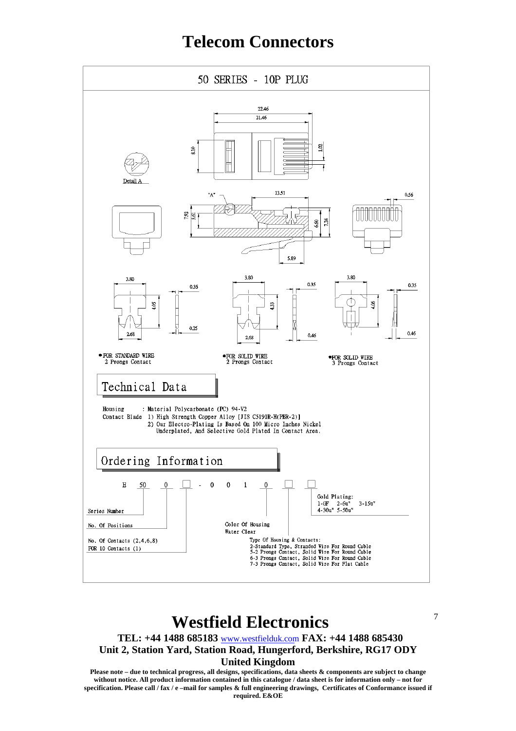# Telecom Connectors

## 50 SERIES - 10P PLUG

Detail A

"A"

22.46
21.46
8.10
1.02
13.51
0.56
7.92
3.61
6.60
7.24
5.89

3.80 0.35 4.05 0.25 2.68

3.80 0.35 4.33 2.68 0.46

3.80 0.35 4.06 0.46

- FOR STANDARD WIRE
  2 Prongs Contact
- FOR SOLID WIRE
  2 Prongs Contact
- FOR SOLID WIRE
  3 Prongs Contact

## Technical Data

Housing : Material Polycarbonate (PC) 94-V2

Contact Blade 1) High Strength Copper Alloy [JIS C5191R-H(PBR-2)]
2) Our Electro-Plating Is Based On 100 Micro Inches Nickel Underplated, And Selective Gold Plated In Contact Area.

## Ordering Information

E 50 0 ☐ - 0 0 1 0 ☐ ☐

- Series Number
- No. Of Positions
- No. Of Contacts (2,4,6,8) FOR 10 Contacts (1)
- Color Of Housing Water Clear
- Type Of Housing & Contacts:
  2-Standard Type, Stranded Wire For Round Cable
  5-2 Prongs Contact, Solid Wire For Round Cable
  6-3 Prongs Contact, Solid Wire For Round Cable
  7-3 Prongs Contact, Solid Wire For Flat Cable
- Gold Plating:
  1-GF 2-6u" 3-15u"
  4-30u" 5-50u"

# Westfield Electronics

**TEL: +44 1488 685183** www.westfielduk.com **FAX: +44 1488 685430**
**Unit 2, Station Yard, Station Road, Hungerford, Berkshire, RG17 ODY**
**United Kingdom**

**Please note – due to technical progress, all designs, specifications, data sheets & components are subject to change without notice. All product information contained in this catalogue / data sheet is for information only – not for specification. Please call / fax / e –mail for samples & full engineering drawings, Certificates of Conformance issued if required. E&OE**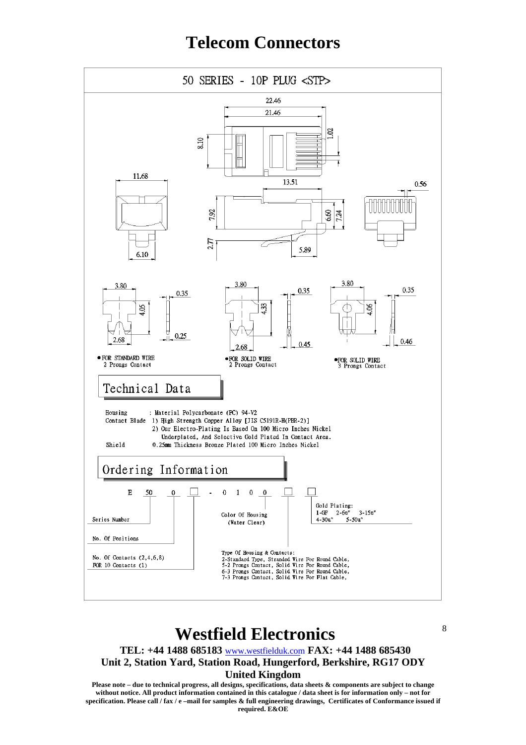# Telecom Connectors

## 50 SERIES - 10P PLUG <STP>

22.46
21.46
8.10
1.02
11.68
13.51
0.56
7.92
6.60
7.24
2.77
5.89
6.10

3.80
0.35
4.05
2.68
0.25

- FOR STANDARD WIRE
  2 Prongs Contact

3.80
0.35
4.33
2.68
0.45

- FOR SOLID WIRE
  2 Prongs Contact

3.80
0.35
4.06
0.46

- FOR SOLID WIRE
  3 Prongs Contact

## Technical Data

Housing : Material Polycarbonate (PC) 94-V2

Contact Blade 1) High Strength Copper Alloy [JIS C5191R-H(PBR-2)]
2) Our Electro-Plating Is Based On 100 Micro Inches Nickel Underplated, And Selective Gold Plated In Contact Area.

Shield 0.25mm Thickness Bronze Plated 100 Micro Inches Nickel

## Ordering Information

E 50 0 ☐ - 0 1 0 0 ☐ ☐

Series Number

No. Of Positions

No. Of Contacts (2,4,6,8)
FOR 10 Contacts (1)

Color Of Housing
(Water Clear)

Type Of Housing & Contacts:
2-Standard Type, Stranded Wire For Round Cable,
5-2 Prongs Contact, Solid Wire For Round Cable,
6-3 Prongs Contact, Solid Wire For Round Cable,
7-3 Prongs Contact, Solid Wire For Flat Cable,

Gold Plating:
1-GF 2-6u" 3-15u"
4-30u" 5-50u"

# Westfield Electronics

**TEL: +44 1488 685183** www.westfielduk.com **FAX: +44 1488 685430**
**Unit 2, Station Yard, Station Road, Hungerford, Berkshire, RG17 ODY**
**United Kingdom**

**Please note – due to technical progress, all designs, specifications, data sheets & components are subject to change without notice. All product information contained in this catalogue / data sheet is for information only – not for specification. Please call / fax / e –mail for samples & full engineering drawings, Certificates of Conformance issued if required. E&OE**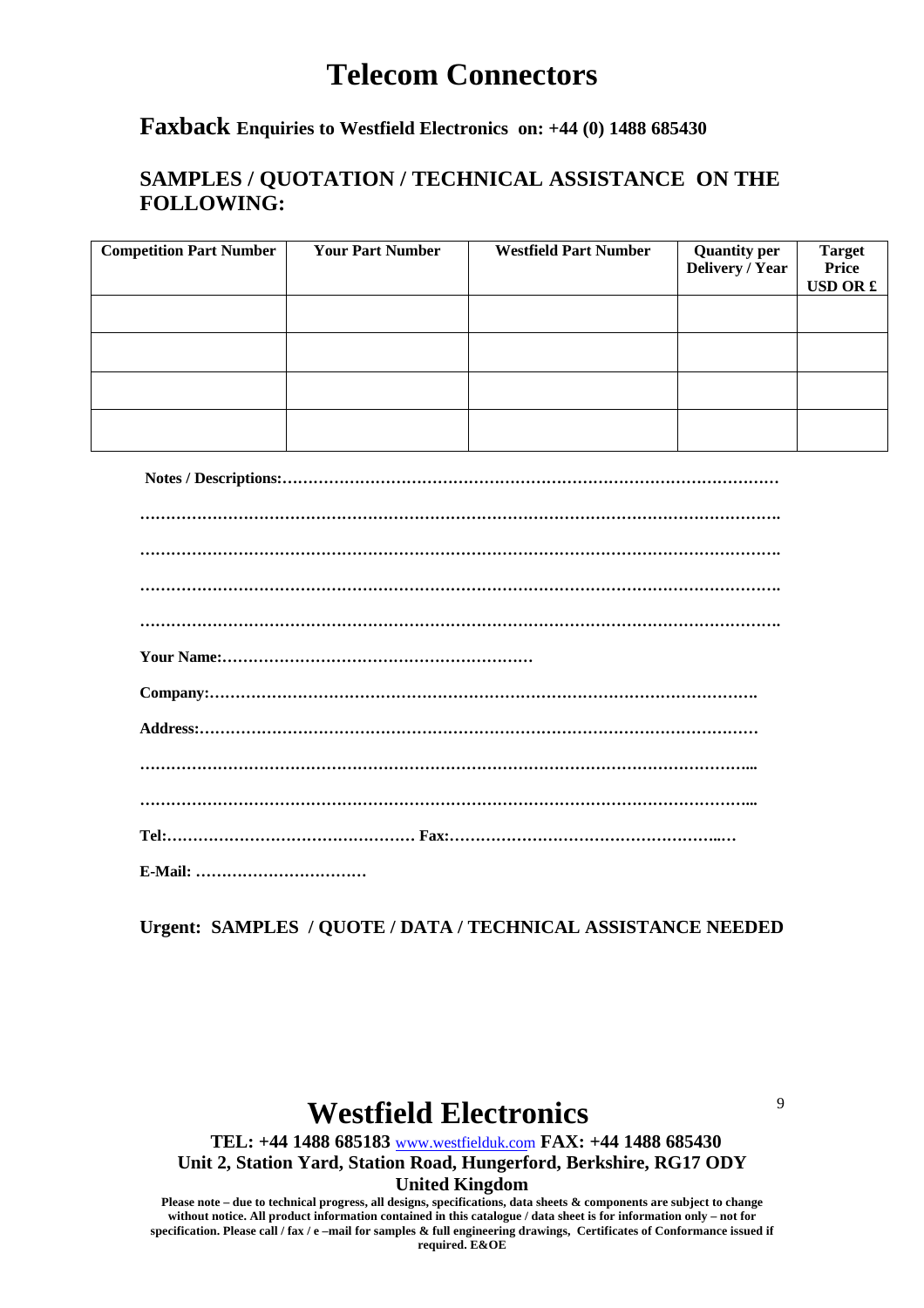# Telecom Connectors

## **Faxback** Enquiries to Westfield Electronics on: +44 (0) 1488 685430

### SAMPLES / QUOTATION / TECHNICAL ASSISTANCE ON THE FOLLOWING:

| Competition Part Number | Your Part Number | Westfield Part Number | Quantity per Delivery / Year | Target Price USD OR £ |
|---|---|---|---|---|
| | | | | |
| | | | | |
| | | | | |
| | | | | |

**Notes / Descriptions:………………………………………………………………………………………**

**……………………………………………………………………………………………………………….**

**……………………………………………………………………………………………………………….**

**……………………………………………………………………………………………………………….**

**……………………………………………………………………………………………………………….**

**Your Name:……………………………………………………**

**Company:………………………………………………………………………………………………….**

**Address:……………………………………………………………………………………………………**

**……………………………………………………………………………………………………………...**

**……………………………………………………………………………………………………………...**

**Tel:………………………………………… Fax:……………………………………………..…**

**E-Mail: ……………………………**

**Urgent: SAMPLES / QUOTE / DATA / TECHNICAL ASSISTANCE NEEDED**

# Westfield Electronics

**TEL: +44 1488 685183** www.westfielduk.com **FAX: +44 1488 685430**
**Unit 2, Station Yard, Station Road, Hungerford, Berkshire, RG17 ODY**
**United Kingdom**

**Please note – due to technical progress, all designs, specifications, data sheets & components are subject to change without notice. All product information contained in this catalogue / data sheet is for information only – not for specification. Please call / fax / e –mail for samples & full engineering drawings, Certificates of Conformance issued if required. E&OE**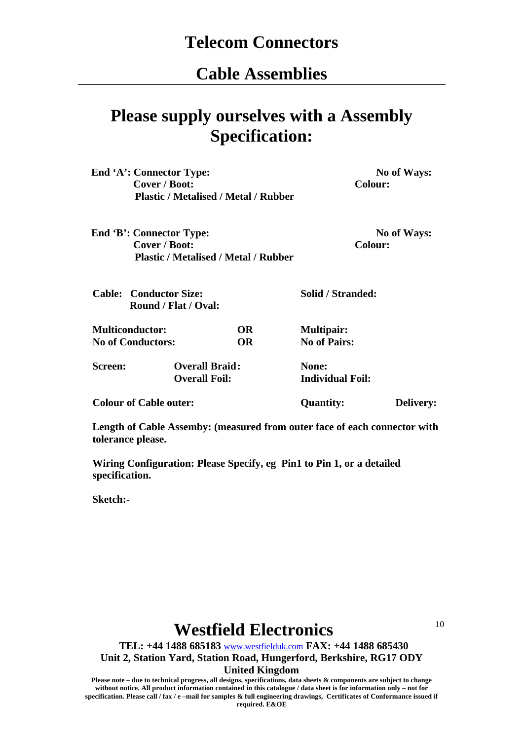# Telecom Connectors

## Cable Assemblies

# Please supply ourselves with a Assembly Specification:

**End 'A': Connector Type:** **No of Ways:**
**Cover / Boot:** **Colour:**
**Plastic / Metalised / Metal / Rubber**

**End 'B': Connector Type:** **No of Ways:**
**Cover / Boot:** **Colour:**
**Plastic / Metalised / Metal / Rubber**

**Cable: Conductor Size:** **Solid / Stranded:**
**Round / Flat / Oval:**

**Multiconductor:** **OR** **Multipair:**
**No of Conductors:** **OR** **No of Pairs:**

**Screen:** **Overall Braid:** **None:**
**Overall Foil:** **Individual Foil:**

**Colour of Cable outer:** **Quantity:** **Delivery:**

**Length of Cable Assemby: (measured from outer face of each connector with tolerance please.**

**Wiring Configuration: Please Specify, eg Pin1 to Pin 1, or a detailed specification.**

**Sketch:-**

# Westfield Electronics

**TEL: +44 1488 685183** www.westfielduk.com **FAX: +44 1488 685430**
**Unit 2, Station Yard, Station Road, Hungerford, Berkshire, RG17 ODY**
**United Kingdom**

**Please note – due to technical progress, all designs, specifications, data sheets & components are subject to change without notice. All product information contained in this catalogue / data sheet is for information only – not for specification. Please call / fax / e –mail for samples & full engineering drawings, Certificates of Conformance issued if required. E&OE**